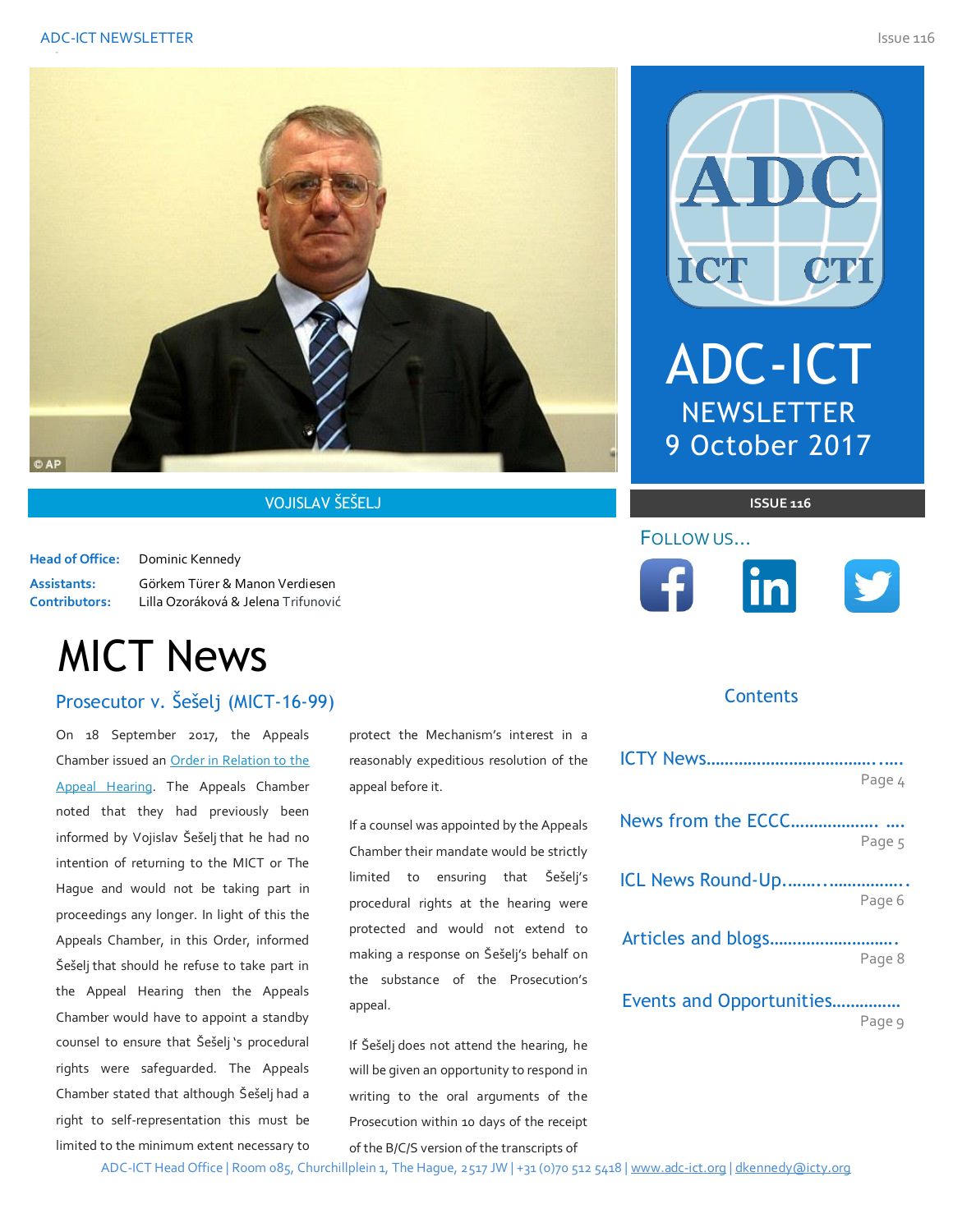VOJISLAV ŠEŠELJ

# ADC-ICT NEWSLETTER 9 October 2017

**ISSUE 116**

**Head of Office:** Dominic Kennedy
**Assistants:** Görkem Türer & Manon Verdiesen
**Contributors:** Lilla Ozoráková & Jelena Trifunović

FOLLOW US...

# MICT News

## Prosecutor v. Šešelj (MICT-16-99)

On 18 September 2017, the Appeals Chamber issued an Order in Relation to the Appeal Hearing. The Appeals Chamber noted that they had previously been informed by Vojislav Šešelj that he had no intention of returning to the MICT or The Hague and would not be taking part in proceedings any longer. In light of this the Appeals Chamber, in this Order, informed Šešelj that should he refuse to take part in the Appeal Hearing then the Appeals Chamber would have to appoint a standby counsel to ensure that Šešelj 's procedural rights were safeguarded. The Appeals Chamber stated that although Šešelj had a right to self-representation this must be limited to the minimum extent necessary to protect the Mechanism's interest in a reasonably expeditious resolution of the appeal before it.

If a counsel was appointed by the Appeals Chamber their mandate would be strictly limited to ensuring that Šešelj's procedural rights at the hearing were protected and would not extend to making a response on Šešelj's behalf on the substance of the Prosecution's appeal.

If Šešelj does not attend the hearing, he will be given an opportunity to respond in writing to the oral arguments of the Prosecution within 10 days of the receipt of the B/C/S version of the transcripts of

## Contents

- ICTY News........................................ Page 4
- News from the ECCC.................... .... Page 5
- ICL News Round-Up.........................  Page 6
- Articles and blogs........................... Page 8
- Events and Opportunities............... Page 9

ADC-ICT Head Office | Room 085, Churchillplein 1, The Hague, 2517 JW | +31 (0)70 512 5418 | www.adc-ict.org | dkennedy@icty.org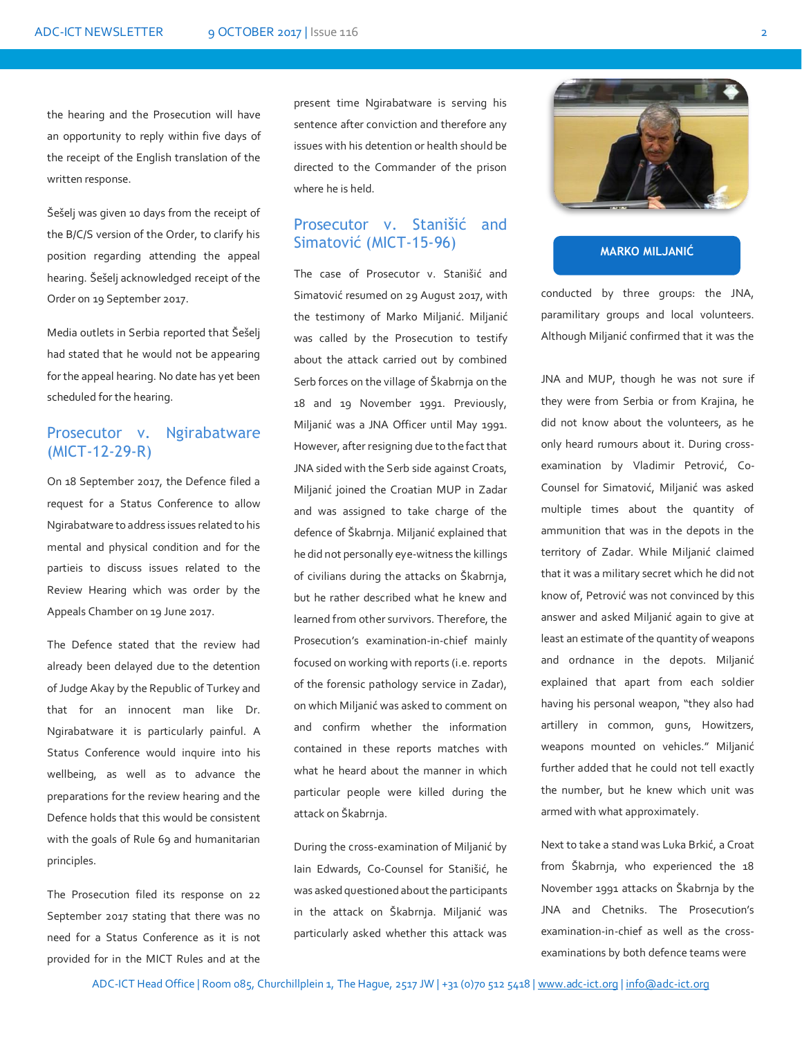the hearing and the Prosecution will have an opportunity to reply within five days of the receipt of the English translation of the written response.

Šešelj was given 10 days from the receipt of the B/C/S version of the Order, to clarify his position regarding attending the appeal hearing. Šešelj acknowledged receipt of the Order on 19 September 2017.

Media outlets in Serbia reported that Šešelj had stated that he would not be appearing for the appeal hearing. No date has yet been scheduled for the hearing.

## Prosecutor v. Ngirabatware (MICT-12-29-R)

On 18 September 2017, the Defence filed a request for a Status Conference to allow Ngirabatware to address issues related to his mental and physical condition and for the partieis to discuss issues related to the Review Hearing which was order by the Appeals Chamber on 19 June 2017.

The Defence stated that the review had already been delayed due to the detention of Judge Akay by the Republic of Turkey and that for an innocent man like Dr. Ngirabatware it is particularly painful. A Status Conference would inquire into his wellbeing, as well as to advance the preparations for the review hearing and the Defence holds that this would be consistent with the goals of Rule 69 and humanitarian principles.

The Prosecution filed its response on 22 September 2017 stating that there was no need for a Status Conference as it is not provided for in the MICT Rules and at the present time Ngirabatware is serving his sentence after conviction and therefore any issues with his detention or health should be directed to the Commander of the prison where he is held.

## Prosecutor v. Stanišić and Simatović (MICT-15-96)

The case of Prosecutor v. Stanišić and Simatović resumed on 29 August 2017, with the testimony of Marko Miljanić. Miljanić was called by the Prosecution to testify about the attack carried out by combined Serb forces on the village of Škabrnja on the 18 and 19 November 1991. Previously, Miljanić was a JNA Officer until May 1991. However, after resigning due to the fact that JNA sided with the Serb side against Croats, Miljanić joined the Croatian MUP in Zadar and was assigned to take charge of the defence of Škabrnja. Miljanić explained that he did not personally eye-witness the killings of civilians during the attacks on Škabrnja, but he rather described what he knew and learned from other survivors. Therefore, the Prosecution's examination-in-chief mainly focused on working with reports (i.e. reports of the forensic pathology service in Zadar), on which Miljanić was asked to comment on and confirm whether the information contained in these reports matches with what he heard about the manner in which particular people were killed during the attack on Škabrnja.

During the cross-examination of Miljanić by Iain Edwards, Co-Counsel for Stanišić, he was asked questioned about the participants in the attack on Škabrnja. Miljanić was particularly asked whether this attack was conducted by three groups: the JNA, paramilitary groups and local volunteers. Although Miljanić confirmed that it was the JNA and MUP, though he was not sure if they were from Serbia or from Krajina, he did not know about the volunteers, as he only heard rumours about it. During cross-examination by Vladimir Petrović, Co-Counsel for Simatović, Miljanić was asked multiple times about the quantity of ammunition that was in the depots in the territory of Zadar. While Miljanić claimed that it was a military secret which he did not know of, Petrović was not convinced by this answer and asked Miljanić again to give at least an estimate of the quantity of weapons and ordnance in the depots. Miljanić explained that apart from each soldier having his personal weapon, "they also had artillery in common, guns, Howitzers, weapons mounted on vehicles." Miljanić further added that he could not tell exactly the number, but he knew which unit was armed with what approximately.

**MARKO MILJANIĆ**

Next to take a stand was Luka Brkić, a Croat from Škabrnja, who experienced the 18 November 1991 attacks on Škabrnja by the JNA and Chetniks. The Prosecution's examination-in-chief as well as the cross-examinations by both defence teams were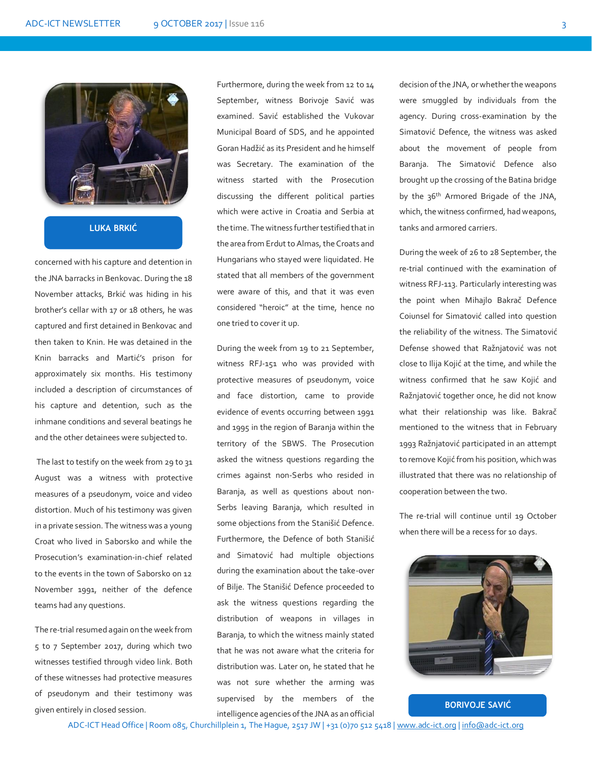LUKA BRKIĆ

concerned with his capture and detention in the JNA barracks in Benkovac. During the 18 November attacks, Brkić was hiding in his brother's cellar with 17 or 18 others, he was captured and first detained in Benkovac and then taken to Knin. He was detained in the Knin barracks and Martić's prison for approximately six months. His testimony included a description of circumstances of his capture and detention, such as the inhmane conditions and several beatings he and the other detainees were subjected to.

The last to testify on the week from 29 to 31 August was a witness with protective measures of a pseudonym, voice and video distortion. Much of his testimony was given in a private session. The witness was a young Croat who lived in Saborsko and while the Prosecution's examination-in-chief related to the events in the town of Saborsko on 12 November 1991, neither of the defence teams had any questions.

The re-trial resumed again on the week from 5 to 7 September 2017, during which two witnesses testified through video link. Both of these witnesses had protective measures of pseudonym and their testimony was given entirely in closed session.

Furthermore, during the week from 12 to 14 September, witness Borivoje Savić was examined. Savić established the Vukovar Municipal Board of SDS, and he appointed Goran Hadžić as its President and he himself was Secretary. The examination of the witness started with the Prosecution discussing the different political parties which were active in Croatia and Serbia at the time. The witness further testified that in the area from Erdut to Almas, the Croats and Hungarians who stayed were liquidated. He stated that all members of the government were aware of this, and that it was even considered "heroic" at the time, hence no one tried to cover it up.

During the week from 19 to 21 September, witness RFJ-151 who was provided with protective measures of pseudonym, voice and face distortion, came to provide evidence of events occurring between 1991 and 1995 in the region of Baranja within the territory of the SBWS. The Prosecution asked the witness questions regarding the crimes against non-Serbs who resided in Baranja, as well as questions about non-Serbs leaving Baranja, which resulted in some objections from the Stanišić Defence. Furthermore, the Defence of both Stanišić and Simatović had multiple objections during the examination about the take-over of Bilje. The Stanišić Defence proceeded to ask the witness questions regarding the distribution of weapons in villages in Baranja, to which the witness mainly stated that he was not aware what the criteria for distribution was. Later on, he stated that he was not sure whether the arming was supervised by the members of the intelligence agencies of the JNA as an official decision of the JNA, or whether the weapons were smuggled by individuals from the agency. During cross-examination by the Simatović Defence, the witness was asked about the movement of people from Baranja. The Simatović Defence also brought up the crossing of the Batina bridge by the 36th Armored Brigade of the JNA, which, the witness confirmed, had weapons, tanks and armored carriers.

During the week of 26 to 28 September, the re-trial continued with the examination of witness RFJ-113. Particularly interesting was the point when Mihajlo Bakrač Defence Coiunsel for Simatović called into question the reliability of the witness. The Simatović Defense showed that Ražnjatović was not close to Ilija Kojić at the time, and while the witness confirmed that he saw Kojić and Ražnjatović together once, he did not know what their relationship was like. Bakrač mentioned to the witness that in February 1993 Ražnjatović participated in an attempt to remove Kojić from his position, which was illustrated that there was no relationship of cooperation between the two.

The re-trial will continue until 19 October when there will be a recess for 10 days.

BORIVOJE SAVIĆ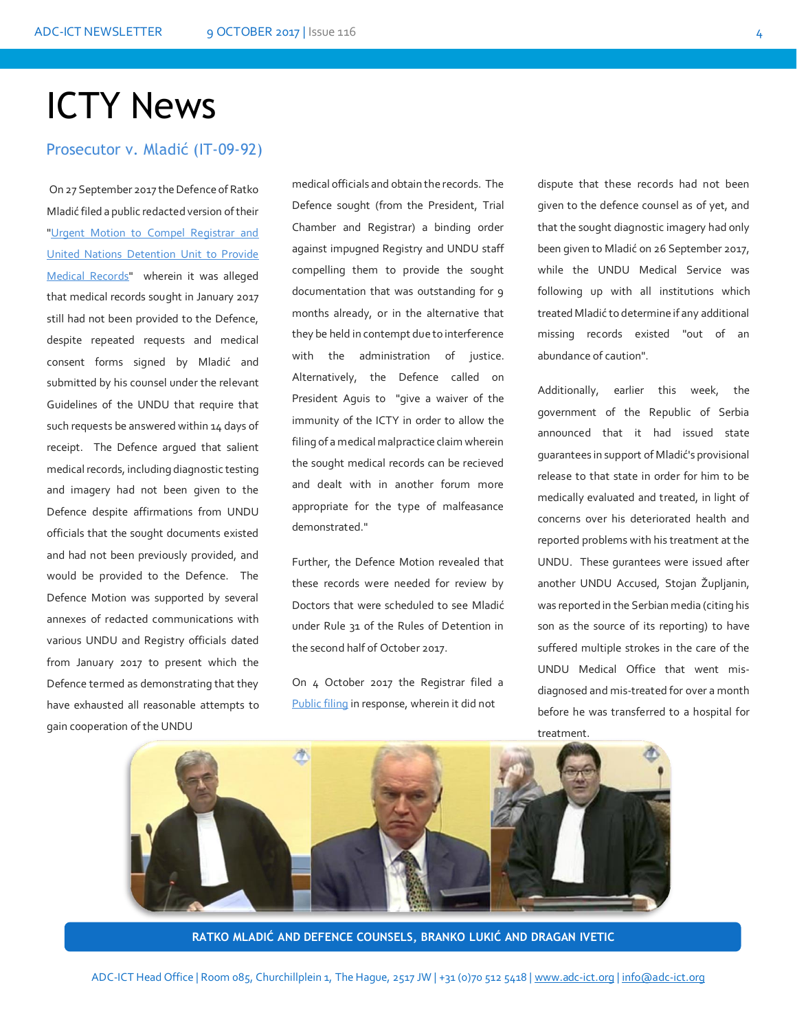# ICTY News

## Prosecutor v. Mladić (IT-09-92)

On 27 September 2017 the Defence of Ratko Mladić filed a public redacted version of their "Urgent Motion to Compel Registrar and United Nations Detention Unit to Provide Medical Records" wherein it was alleged that medical records sought in January 2017 still had not been provided to the Defence, despite repeated requests and medical consent forms signed by Mladić and submitted by his counsel under the relevant Guidelines of the UNDU that require that such requests be answered within 14 days of receipt. The Defence argued that salient medical records, including diagnostic testing and imagery had not been given to the Defence despite affirmations from UNDU officials that the sought documents existed and had not been previously provided, and would be provided to the Defence. The Defence Motion was supported by several annexes of redacted communications with various UNDU and Registry officials dated from January 2017 to present which the Defence termed as demonstrating that they have exhausted all reasonable attempts to gain cooperation of the UNDU medical officials and obtain the records. The Defence sought (from the President, Trial Chamber and Registrar) a binding order against impugned Registry and UNDU staff compelling them to provide the sought documentation that was outstanding for 9 months already, or in the alternative that they be held in contempt due to interference with the administration of justice. Alternatively, the Defence called on President Aguis to "give a waiver of the immunity of the ICTY in order to allow the filing of a medical malpractice claim wherein the sought medical records can be recieved and dealt with in another forum more appropriate for the type of malfeasance demonstrated."

Further, the Defence Motion revealed that these records were needed for review by Doctors that were scheduled to see Mladić under Rule 31 of the Rules of Detention in the second half of October 2017.

On 4 October 2017 the Registrar filed a Public filing in response, wherein it did not dispute that these records had not been given to the defence counsel as of yet, and that the sought diagnostic imagery had only been given to Mladić on 26 September 2017, while the UNDU Medical Service was following up with all institutions which treated Mladić to determine if any additional missing records existed "out of an abundance of caution".

Additionally, earlier this week, the government of the Republic of Serbia announced that it had issued state guarantees in support of Mladić's provisional release to that state in order for him to be medically evaluated and treated, in light of concerns over his deteriorated health and reported problems with his treatment at the UNDU. These gurantees were issued after another UNDU Accused, Stojan Župljanin, was reported in the Serbian media (citing his son as the source of its reporting) to have suffered multiple strokes in the care of the UNDU Medical Office that went mis-diagnosed and mis-treated for over a month before he was transferred to a hospital for treatment.

RATKO MLADIĆ AND DEFENCE COUNSELS, BRANKO LUKIĆ AND DRAGAN IVETIC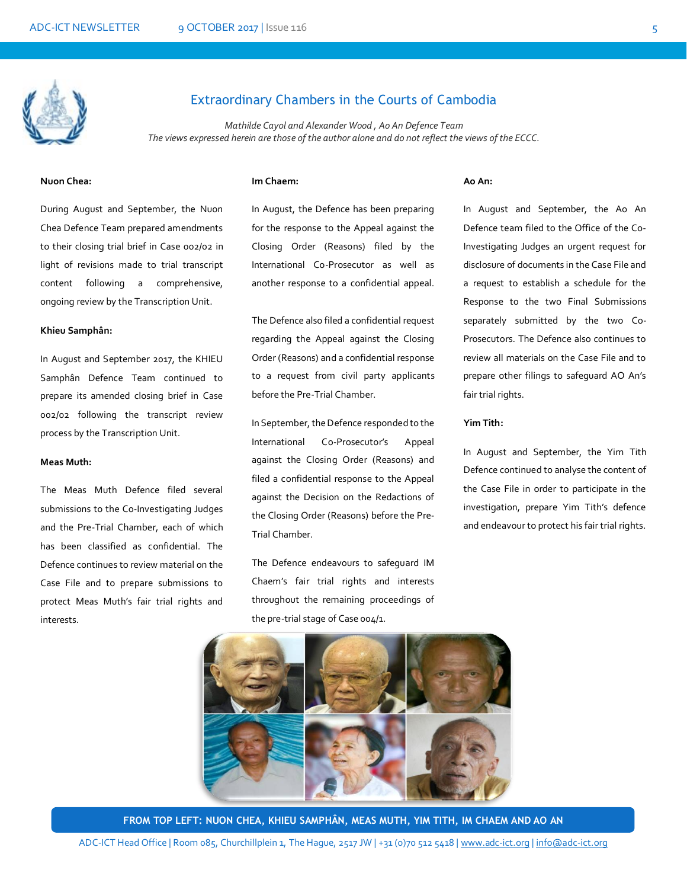# Extraordinary Chambers in the Courts of Cambodia

*Mathilde Cayol and Alexander Wood , Ao An Defence Team*
*The views expressed herein are those of the author alone and do not reflect the views of the ECCC.*

**Nuon Chea:**

During August and September, the Nuon Chea Defence Team prepared amendments to their closing trial brief in Case 002/02 in light of revisions made to trial transcript content following a comprehensive, ongoing review by the Transcription Unit.

**Khieu Samphân:**

In August and September 2017, the KHIEU Samphân Defence Team continued to prepare its amended closing brief in Case 002/02 following the transcript review process by the Transcription Unit.

**Meas Muth:**

The Meas Muth Defence filed several submissions to the Co-Investigating Judges and the Pre-Trial Chamber, each of which has been classified as confidential. The Defence continues to review material on the Case File and to prepare submissions to protect Meas Muth's fair trial rights and interests.

**Im Chaem:**

In August, the Defence has been preparing for the response to the Appeal against the Closing Order (Reasons) filed by the International Co-Prosecutor as well as another response to a confidential appeal.

The Defence also filed a confidential request regarding the Appeal against the Closing Order (Reasons) and a confidential response to a request from civil party applicants before the Pre-Trial Chamber.

In September, the Defence responded to the International Co-Prosecutor's Appeal against the Closing Order (Reasons) and filed a confidential response to the Appeal against the Decision on the Redactions of the Closing Order (Reasons) before the Pre-Trial Chamber.

The Defence endeavours to safeguard IM Chaem's fair trial rights and interests throughout the remaining proceedings of the pre-trial stage of Case 004/1.

**Ao An:**

In August and September, the Ao An Defence team filed to the Office of the Co-Investigating Judges an urgent request for disclosure of documents in the Case File and a request to establish a schedule for the Response to the two Final Submissions separately submitted by the two Co-Prosecutors. The Defence also continues to review all materials on the Case File and to prepare other filings to safeguard AO An's fair trial rights.

**Yim Tith:**

In August and September, the Yim Tith Defence continued to analyse the content of the Case File in order to participate in the investigation, prepare Yim Tith's defence and endeavour to protect his fair trial rights.

**FROM TOP LEFT: NUON CHEA, KHIEU SAMPHÂN, MEAS MUTH, YIM TITH, IM CHAEM AND AO AN**

ADC-ICT Head Office | Room 085, Churchillplein 1, The Hague, 2517 JW | +31 (0)70 512 5418 | www.adc-ict.org | info@adc-ict.org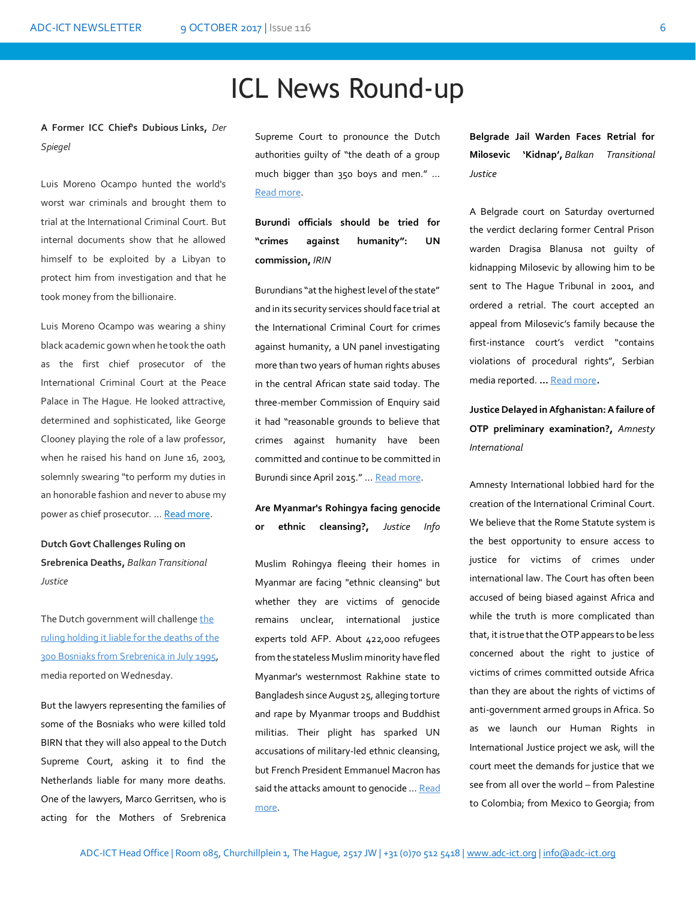# ICL News Round-up

**A Former ICC Chief's Dubious Links,** *Der Spiegel*

Luis Moreno Ocampo hunted the world's worst war criminals and brought them to trial at the International Criminal Court. But internal documents show that he allowed himself to be exploited by a Libyan to protect him from investigation and that he took money from the billionaire.

Luis Moreno Ocampo was wearing a shiny black academic gown when he took the oath as the first chief prosecutor of the International Criminal Court at the Peace Palace in The Hague. He looked attractive, determined and sophisticated, like George Clooney playing the role of a law professor, when he raised his hand on June 16, 2003, solemnly swearing "to perform my duties in an honorable fashion and never to abuse my power as chief prosecutor. ... [Read more](#).

**Dutch Govt Challenges Ruling on Srebrenica Deaths,** *Balkan Transitional Justice*

The Dutch government will challenge [the ruling holding it liable for the deaths of the 300 Bosniaks from Srebrenica in July 1995](#), media reported on Wednesday.

But the lawyers representing the families of some of the Bosniaks who were killed told BIRN that they will also appeal to the Dutch Supreme Court, asking it to find the Netherlands liable for many more deaths. One of the lawyers, Marco Gerritsen, who is acting for the Mothers of Srebrenica Supreme Court to pronounce the Dutch authorities guilty of "the death of a group much bigger than 350 boys and men." ... [Read more](#).

**Burundi officials should be tried for "crimes against humanity": UN commission,** *IRIN*

Burundians "at the highest level of the state" and in its security services should face trial at the International Criminal Court for crimes against humanity, a UN panel investigating more than two years of human rights abuses in the central African state said today. The three-member Commission of Enquiry said it had "reasonable grounds to believe that crimes against humanity have been committed and continue to be committed in Burundi since April 2015." ... [Read more](#).

**Are Myanmar's Rohingya facing genocide or ethnic cleansing?,** *Justice Info*

Muslim Rohingya fleeing their homes in Myanmar are facing "ethnic cleansing" but whether they are victims of genocide remains unclear, international justice experts told AFP. About 422,000 refugees from the stateless Muslim minority have fled Myanmar's westernmost Rakhine state to Bangladesh since August 25, alleging torture and rape by Myanmar troops and Buddhist militias. Their plight has sparked UN accusations of military-led ethnic cleansing, but French President Emmanuel Macron has said the attacks amount to genocide ... [Read more](#).

**Belgrade Jail Warden Faces Retrial for Milosevic 'Kidnap',** *Balkan Transitional Justice*

A Belgrade court on Saturday overturned the verdict declaring former Central Prison warden Dragisa Blanusa not guilty of kidnapping Milosevic by allowing him to be sent to The Hague Tribunal in 2001, and ordered a retrial. The court accepted an appeal from Milosevic's family because the first-instance court's verdict "contains violations of procedural rights", Serbian media reported. ... [Read more](#).

**Justice Delayed in Afghanistan: A failure of OTP preliminary examination?,** *Amnesty International*

Amnesty International lobbied hard for the creation of the International Criminal Court. We believe that the Rome Statute system is the best opportunity to ensure access to justice for victims of crimes under international law. The Court has often been accused of being biased against Africa and while the truth is more complicated than that, it is true that the OTP appears to be less concerned about the right to justice of victims of crimes committed outside Africa than they are about the rights of victims of anti-government armed groups in Africa. So as we launch our Human Rights in International Justice project we ask, will the court meet the demands for justice that we see from all over the world – from Palestine to Colombia; from Mexico to Georgia; from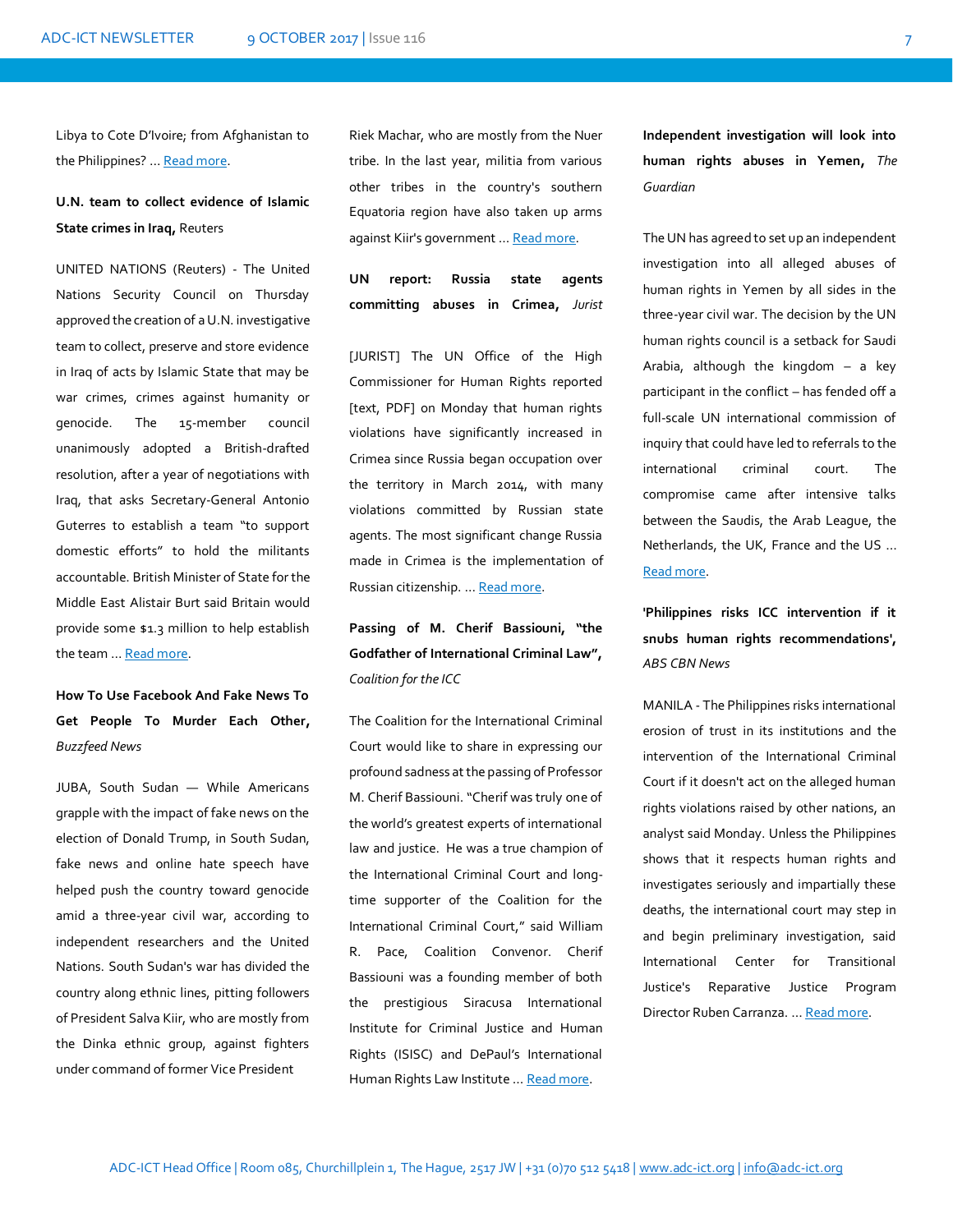Libya to Cote D'Ivoire; from Afghanistan to the Philippines? ... Read more.

**U.N. team to collect evidence of Islamic State crimes in Iraq,** Reuters

UNITED NATIONS (Reuters) - The United Nations Security Council on Thursday approved the creation of a U.N. investigative team to collect, preserve and store evidence in Iraq of acts by Islamic State that may be war crimes, crimes against humanity or genocide. The 15-member council unanimously adopted a British-drafted resolution, after a year of negotiations with Iraq, that asks Secretary-General Antonio Guterres to establish a team "to support domestic efforts" to hold the militants accountable. British Minister of State for the Middle East Alistair Burt said Britain would provide some $1.3 million to help establish the team ... Read more.

**How To Use Facebook And Fake News To Get People To Murder Each Other,** *Buzzfeed News*

JUBA, South Sudan — While Americans grapple with the impact of fake news on the election of Donald Trump, in South Sudan, fake news and online hate speech have helped push the country toward genocide amid a three-year civil war, according to independent researchers and the United Nations. South Sudan's war has divided the country along ethnic lines, pitting followers of President Salva Kiir, who are mostly from the Dinka ethnic group, against fighters under command of former Vice President Riek Machar, who are mostly from the Nuer tribe. In the last year, militia from various other tribes in the country's southern Equatoria region have also taken up arms against Kiir's government ... Read more.

**UN report: Russia state agents committing abuses in Crimea,** *Jurist*

[JURIST] The UN Office of the High Commissioner for Human Rights reported [text, PDF] on Monday that human rights violations have significantly increased in Crimea since Russia began occupation over the territory in March 2014, with many violations committed by Russian state agents. The most significant change Russia made in Crimea is the implementation of Russian citizenship. ... Read more.

**Passing of M. Cherif Bassiouni, "the Godfather of International Criminal Law",** *Coalition for the ICC*

The Coalition for the International Criminal Court would like to share in expressing our profound sadness at the passing of Professor M. Cherif Bassiouni. "Cherif was truly one of the world's greatest experts of international law and justice. He was a true champion of the International Criminal Court and long-time supporter of the Coalition for the International Criminal Court," said William R. Pace, Coalition Convenor. Cherif Bassiouni was a founding member of both the prestigious Siracusa International Institute for Criminal Justice and Human Rights (ISISC) and DePaul's International Human Rights Law Institute ... Read more.

**Independent investigation will look into human rights abuses in Yemen,** *The Guardian*

The UN has agreed to set up an independent investigation into all alleged abuses of human rights in Yemen by all sides in the three-year civil war. The decision by the UN human rights council is a setback for Saudi Arabia, although the kingdom – a key participant in the conflict – has fended off a full-scale UN international commission of inquiry that could have led to referrals to the international criminal court. The compromise came after intensive talks between the Saudis, the Arab League, the Netherlands, the UK, France and the US ... Read more.

**'Philippines risks ICC intervention if it snubs human rights recommendations',** *ABS CBN News*

MANILA - The Philippines risks international erosion of trust in its institutions and the intervention of the International Criminal Court if it doesn't act on the alleged human rights violations raised by other nations, an analyst said Monday. Unless the Philippines shows that it respects human rights and investigates seriously and impartially these deaths, the international court may step in and begin preliminary investigation, said International Center for Transitional Justice's Reparative Justice Program Director Ruben Carranza. ... Read more.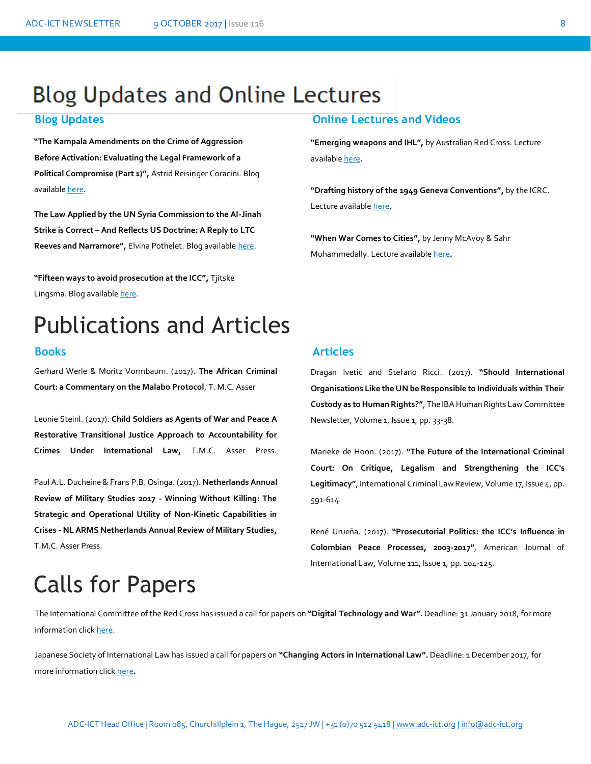# Blog Updates and Online Lectures

## Blog Updates

**"The Kampala Amendments on the Crime of Aggression Before Activation: Evaluating the Legal Framework of a Political Compromise (Part 1)",** Astrid Reisinger Coracini. Blog available here.

**The Law Applied by the UN Syria Commission to the Al-Jinah Strike is Correct – And Reflects US Doctrine: A Reply to LTC Reeves and Narramore",** Elvina Pothelet. Blog available here.

**"Fifteen ways to avoid prosecution at the ICC",** Tjitske Lingsma. Blog available here.

## Online Lectures and Videos

**"Emerging weapons and IHL",** by Australian Red Cross. Lecture available here.

**"Drafting history of the 1949 Geneva Conventions",** by the ICRC. Lecture available here.

**"When War Comes to Cities",** by Jenny McAvoy & Sahr Muhammedally. Lecture available here.

# Publications and Articles

## Books

Gerhard Werle & Moritz Vormbaum. (2017). **The African Criminal Court: a Commentary on the Malabo Protocol**, T. M.C. Asser

Leonie Steinl. (2017). **Child Soldiers as Agents of War and Peace A Restorative Transitional Justice Approach to Accountability for Crimes Under International Law,** T.M.C. Asser Press.

Paul A.L. Ducheine & Frans P.B. Osinga. (2017). **Netherlands Annual Review of Military Studies 2017 - Winning Without Killing: The Strategic and Operational Utility of Non-Kinetic Capabilities in Crises - NL ARMS Netherlands Annual Review of Military Studies,** T.M.C. Asser Press.

## Articles

Dragan Ivetić and Stefano Ricci. (2017). **"Should International Organisations Like the UN be Responsible to Individuals within Their Custody as to Human Rights?"**, The IBA Human Rights Law Committee Newsletter, Volume 1, Issue 1, pp. 33-38.

Marieke de Hoon. (2017). **"The Future of the International Criminal Court: On Critique, Legalism and Strengthening the ICC's Legitimacy"**, International Criminal Law Review, Volume 17, Issue 4, pp. 591-614.

René Urueña. (2017). **"Prosecutorial Politics: the ICC's Influence in Colombian Peace Processes, 2003-2017"**, American Journal of International Law, Volume 111, Issue 1, pp. 104-125.

# Calls for Papers

The International Committee of the Red Cross has issued a call for papers on **"Digital Technology and War".** Deadline: 31 January 2018, for more information click here.

Japanese Society of International Law has issued a call for papers on **"Changing Actors in International Law".** Deadline: 1 December 2017, for more information click here.

ADC-ICT Head Office | Room 085, Churchillplein 1, The Hague, 2517 JW | +31 (0)70 512 5418 | www.adc-ict.org | info@adc-ict.org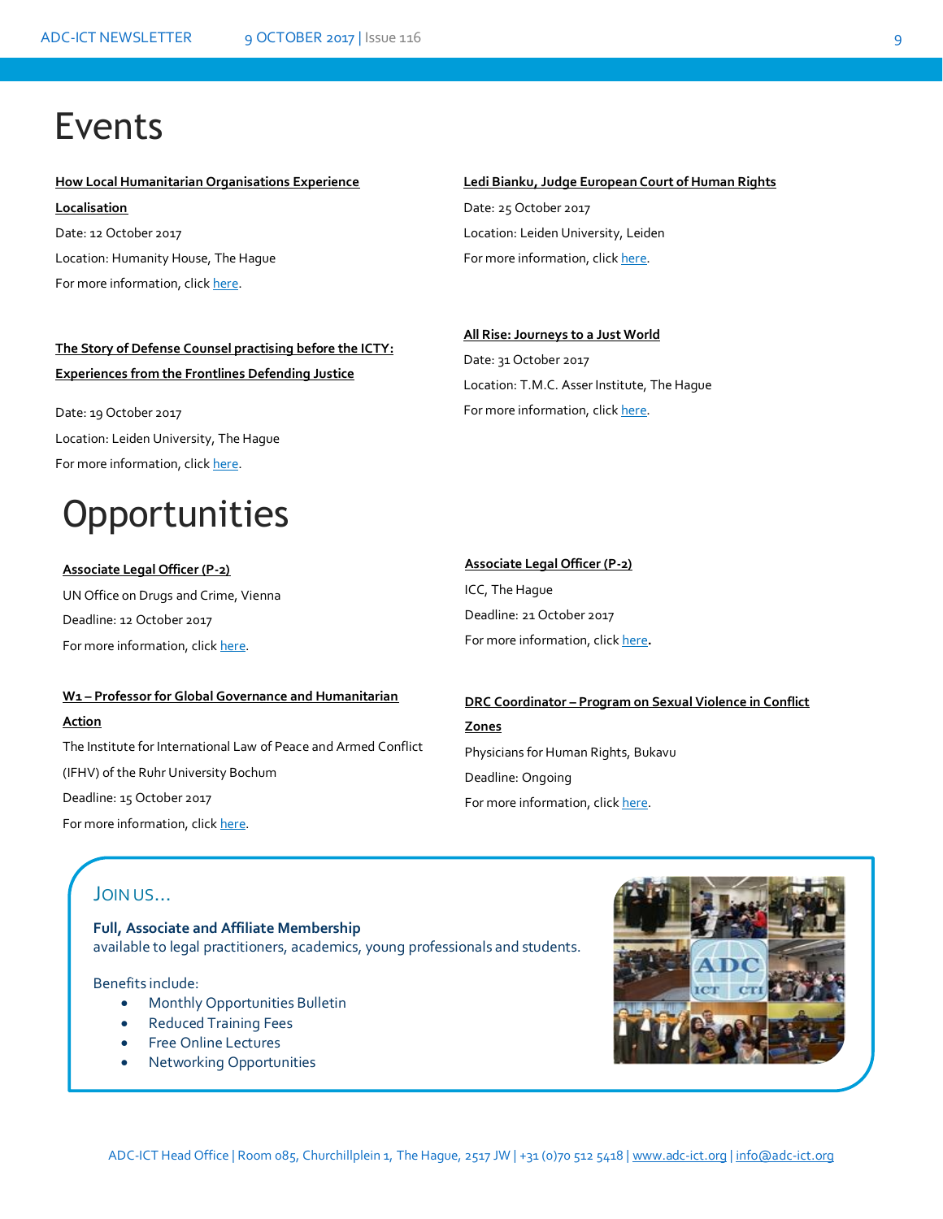# Events

**How Local Humanitarian Organisations Experience Localisation**

Date: 12 October 2017

Location: Humanity House, The Hague

For more information, click here.

**The Story of Defense Counsel practising before the ICTY: Experiences from the Frontlines Defending Justice**

Date: 19 October 2017

Location: Leiden University, The Hague

For more information, click here.

**Ledi Bianku, Judge European Court of Human Rights**

Date: 25 October 2017

Location: Leiden University, Leiden

For more information, click here.

**All Rise: Journeys to a Just World**

Date: 31 October 2017

Location: T.M.C. Asser Institute, The Hague

For more information, click here.

# Opportunities

**Associate Legal Officer (P-2)**

UN Office on Drugs and Crime, Vienna

Deadline: 12 October 2017

For more information, click here.

**W1 – Professor for Global Governance and Humanitarian Action**

The Institute for International Law of Peace and Armed Conflict (IFHV) of the Ruhr University Bochum

Deadline: 15 October 2017

For more information, click here.

**Associate Legal Officer (P-2)**

ICC, The Hague

Deadline: 21 October 2017

For more information, click here.

**DRC Coordinator – Program on Sexual Violence in Conflict Zones**

Physicians for Human Rights, Bukavu

Deadline: Ongoing

For more information, click here.

## JOIN US…

**Full, Associate and Affiliate Membership**
available to legal practitioners, academics, young professionals and students.

Benefits include:

- Monthly Opportunities Bulletin
- Reduced Training Fees
- Free Online Lectures
- Networking Opportunities

ADC-ICT Head Office | Room 085, Churchillplein 1, The Hague, 2517 JW | +31 (0)70 512 5418 | www.adc-ict.org | info@adc-ict.org